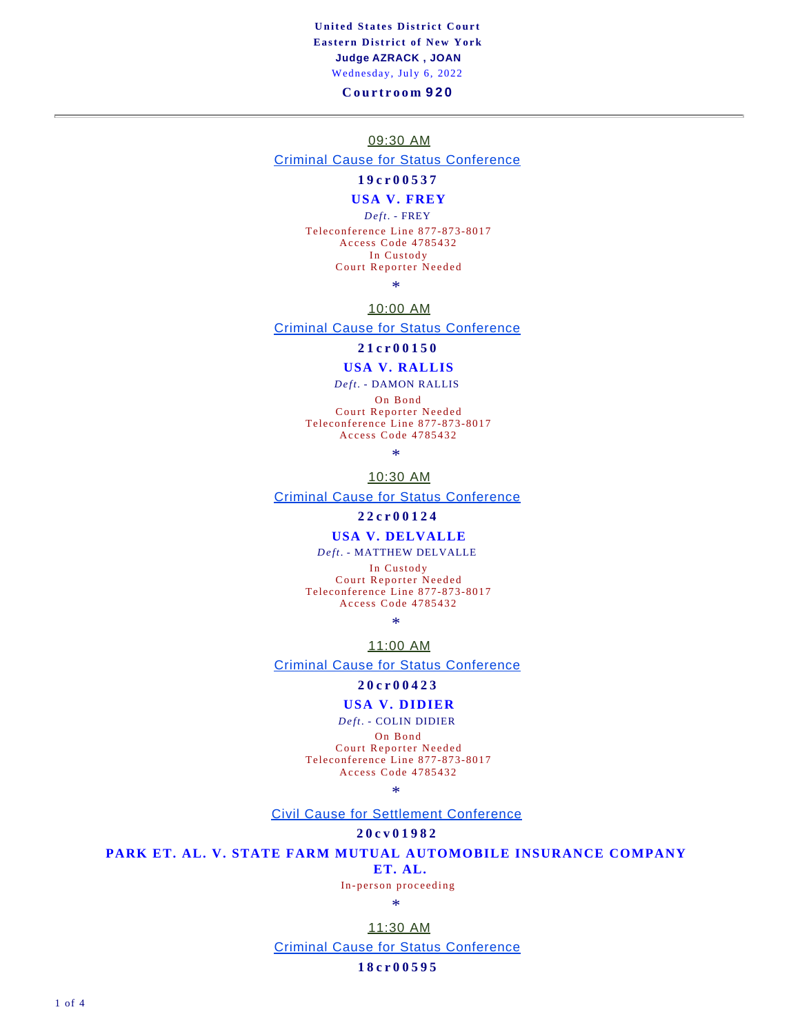**United States District Court**

**Eastern District of New York**

**Judge AZRACK , JOAN**

Wednesday, July 6, 2022

**Courtroom 920**

---

09:30 AM

Criminal Cause for Status Conference

**19cr00537**

**USA V. FREY**

*Deft.* - FREY

Teleconference Line 877-873-8017
Access Code 4785432
In Custody
Court Reporter Needed

*

10:00 AM

Criminal Cause for Status Conference

**21cr00150**

**USA V. RALLIS**

*Deft.* - DAMON RALLIS

On Bond
Court Reporter Needed
Teleconference Line 877-873-8017
Access Code 4785432

*

10:30 AM

Criminal Cause for Status Conference

**22cr00124**

**USA V. DELVALLE**

*Deft.* - MATTHEW DELVALLE

In Custody
Court Reporter Needed
Teleconference Line 877-873-8017
Access Code 4785432

*

11:00 AM

Criminal Cause for Status Conference

**20cr00423**

**USA V. DIDIER**

*Deft.* - COLIN DIDIER

On Bond
Court Reporter Needed
Teleconference Line 877-873-8017
Access Code 4785432

*

Civil Cause for Settlement Conference

**20cv01982**

**PARK ET. AL. V. STATE FARM MUTUAL AUTOMOBILE INSURANCE COMPANY ET. AL.**

In-person proceeding

*

11:30 AM

Criminal Cause for Status Conference

**18cr00595**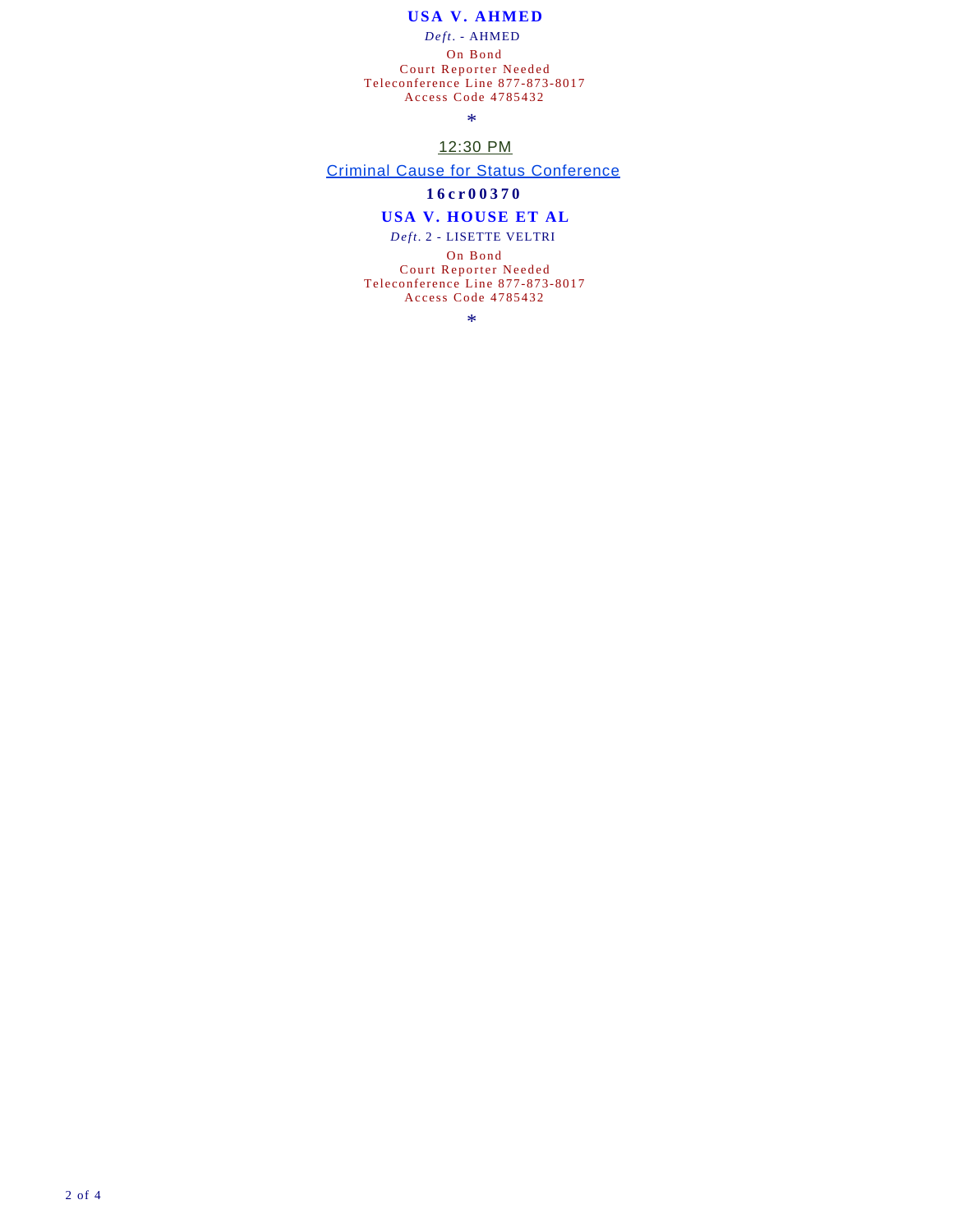**USA V. AHMED**

*Deft.* - AHMED

On Bond

Court Reporter Needed

Teleconference Line 877-873-8017

Access Code 4785432

*

12:30 PM

Criminal Cause for Status Conference

**16cr00370**

**USA V. HOUSE ET AL**

*Deft.* 2 - LISETTE VELTRI

On Bond

Court Reporter Needed

Teleconference Line 877-873-8017

Access Code 4785432

*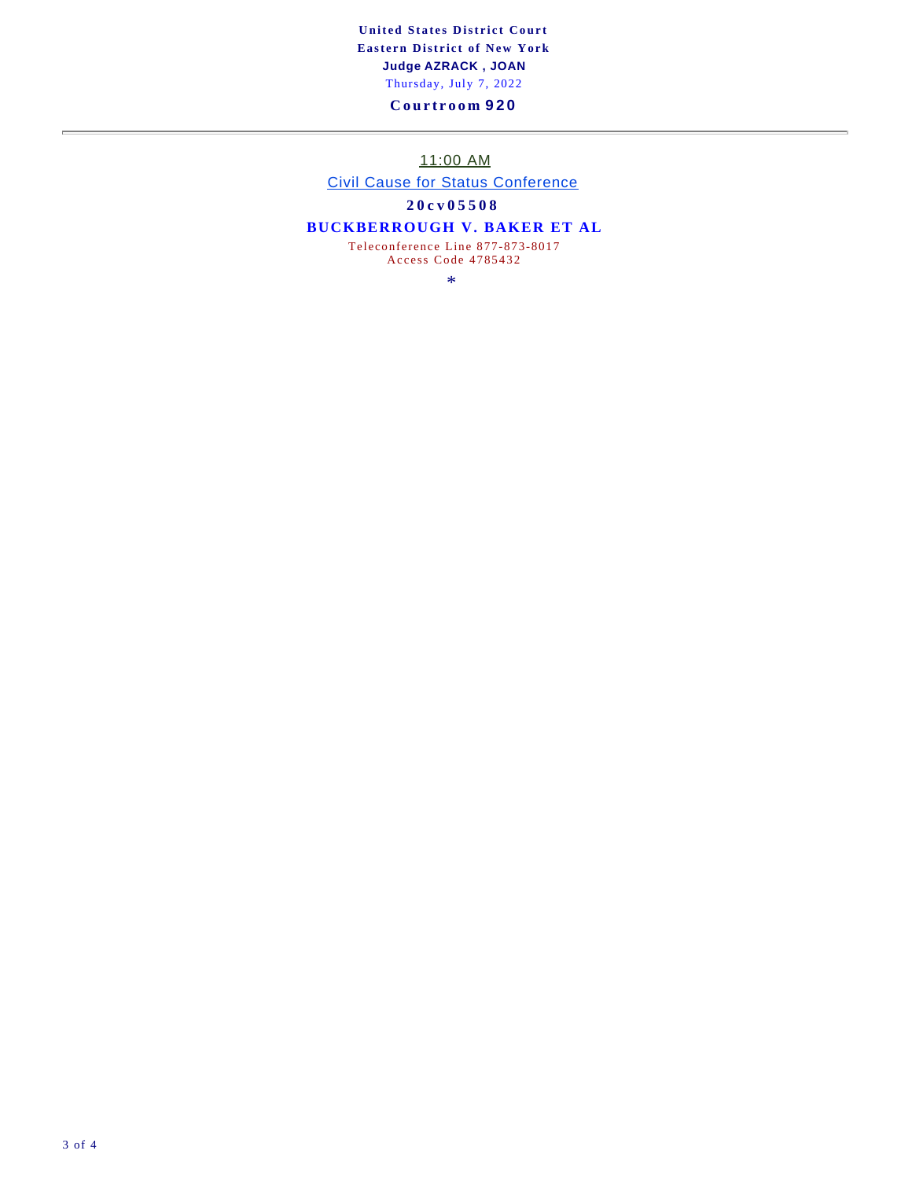**United States District Court**
**Eastern District of New York**
**Judge AZRACK , JOAN**
Thursday, July 7, 2022

**Courtroom 920**

---

11:00 AM

Civil Cause for Status Conference

**20cv05508**

**BUCKBERROUGH V. BAKER ET AL**

Teleconference Line 877-873-8017
Access Code 4785432

*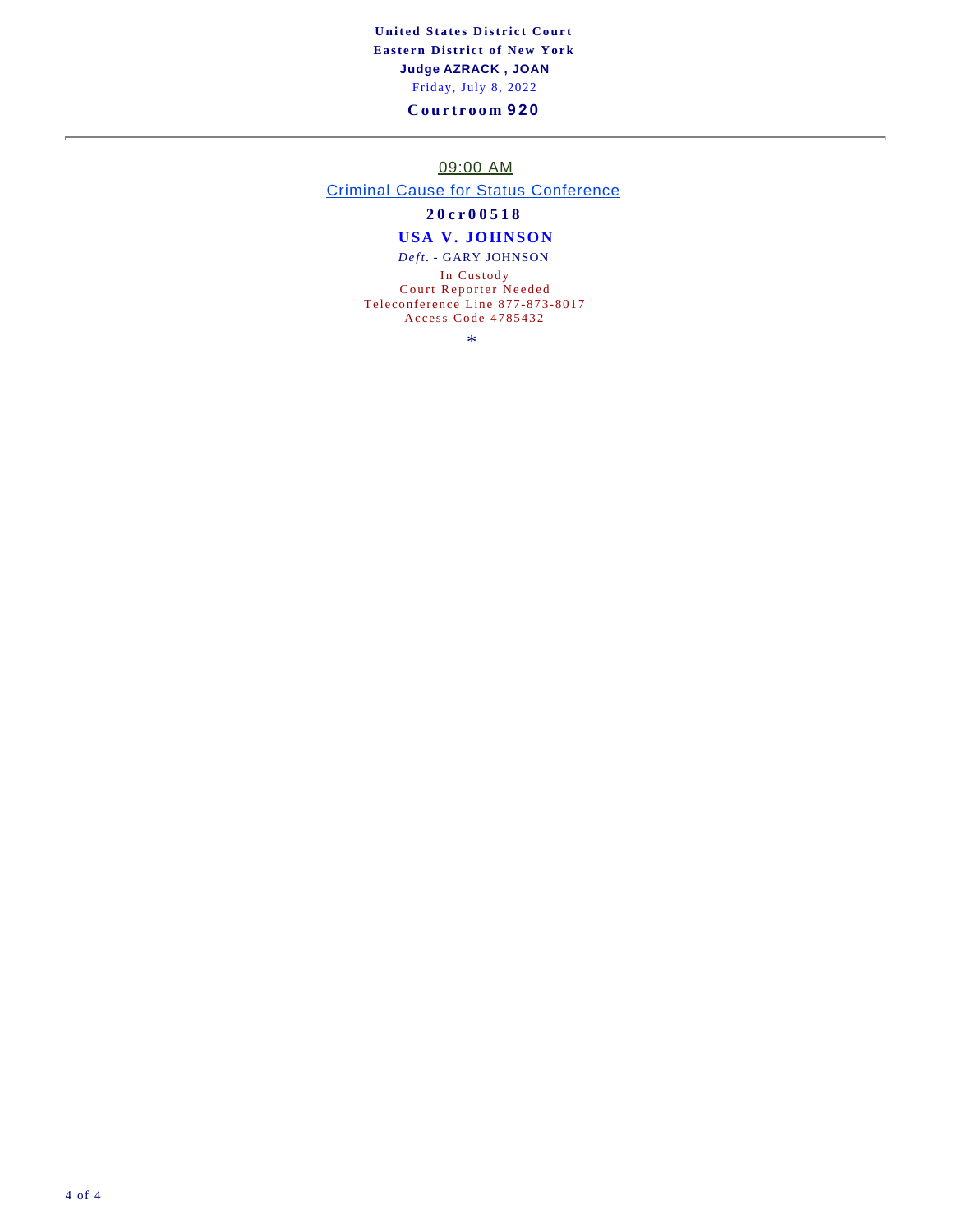**United States District Court**

**Eastern District of New York**

**Judge AZRACK , JOAN**

Friday, July 8, 2022

**Courtroom 920**

---

09:00 AM

Criminal Cause for Status Conference

**20cr00518**

**USA V. JOHNSON**

*Deft.* - GARY JOHNSON

In Custody

Court Reporter Needed

Teleconference Line 877-873-8017

Access Code 4785432

*